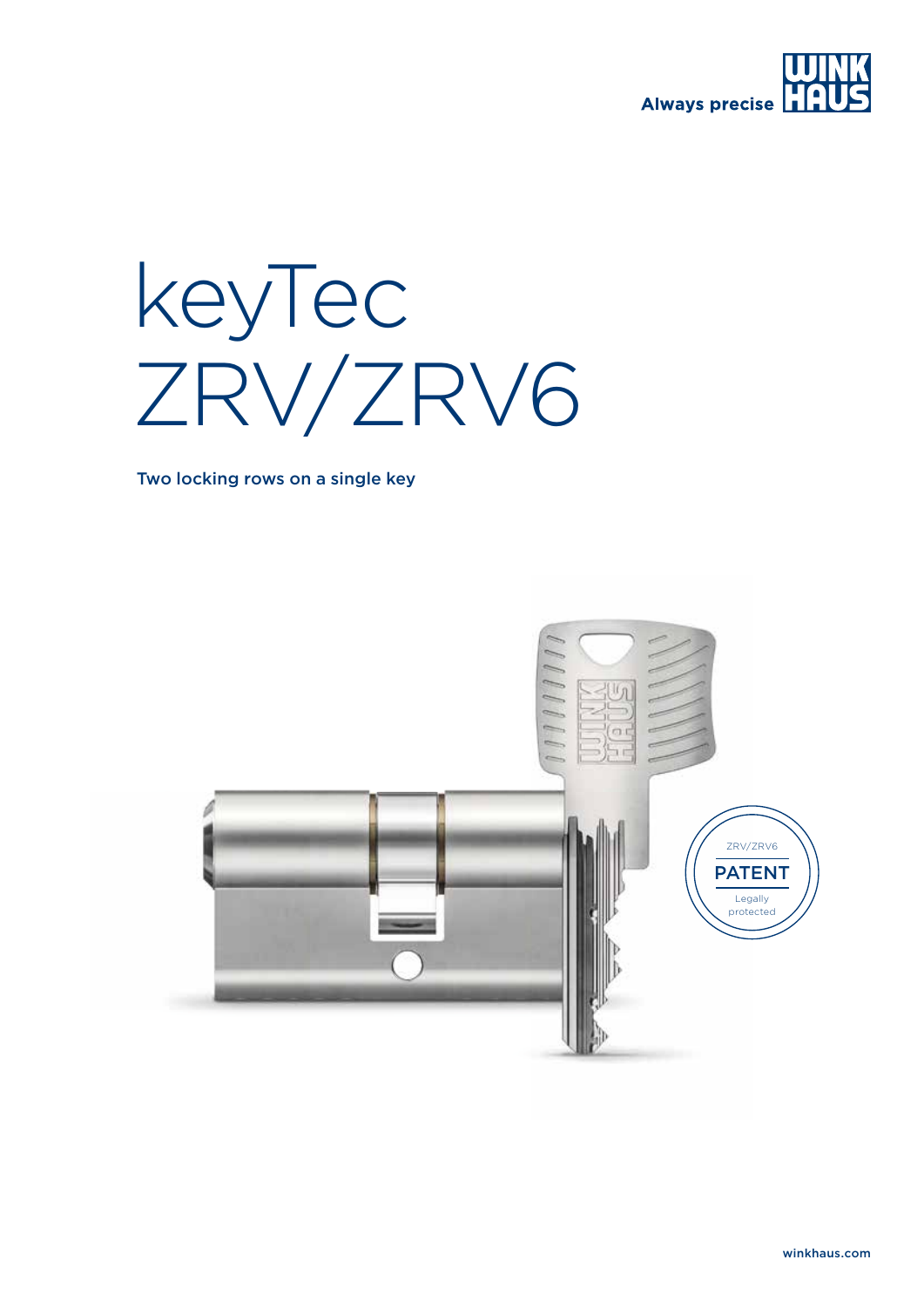Always precise

# keyTec ZRV/ZRV6

Two locking rows on a single key

ZRV/ZRV6

PATENT

Legally protected

winkhaus.com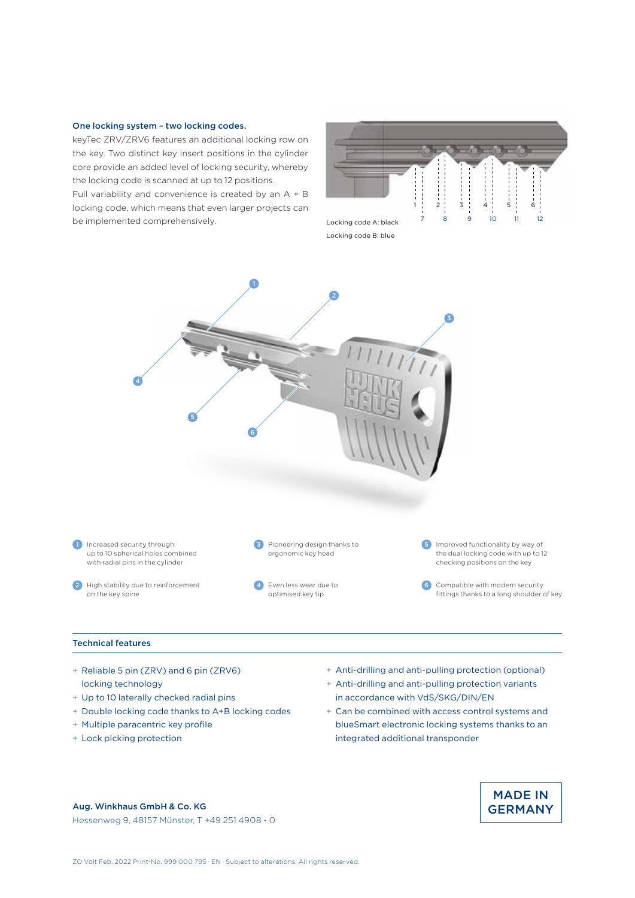**One locking system – two locking codes.**

keyTec ZRV/ZRV6 features an additional locking row on the key. Two distinct key insert positions in the cylinder core provide an added level of locking security, whereby the locking code is scanned at up to 12 positions.
Full variability and convenience is created by an A + B locking code, which means that even larger projects can be implemented comprehensively.

1 2 3 4 5 6
7 8 9 10 11 12

Locking code A: black
Locking code B: blue

1. Increased security through up to 10 spherical holes combined with radial pins in the cylinder
2. High stability due to reinforcement on the key spine
3. Pioneering design thanks to ergonomic key head
4. Even less wear due to optimised key tip
5. Improved functionality by way of the dual locking code with up to 12 checking positions on the key
6. Compatible with modern security fittings thanks to a long shoulder of key

## Technical features

+ Reliable 5 pin (ZRV) and 6 pin (ZRV6) locking technology
+ Up to 10 laterally checked radial pins
+ Double locking code thanks to A+B locking codes
+ Multiple paracentric key profile
+ Lock picking protection
+ Anti-drilling and anti-pulling protection (optional)
+ Anti-drilling and anti-pulling protection variants in accordance with VdS/SKG/DIN/EN
+ Can be combined with access control systems and blueSmart electronic locking systems thanks to an integrated additional transponder

**Aug. Winkhaus GmbH & Co. KG**
Hessenweg 9, 48157 Münster, T +49 251 4908 - 0

MADE IN GERMANY

ZO Volt Feb. 2022 Print-No. 999 000 795 · EN · Subject to alterations. All rights reserved.